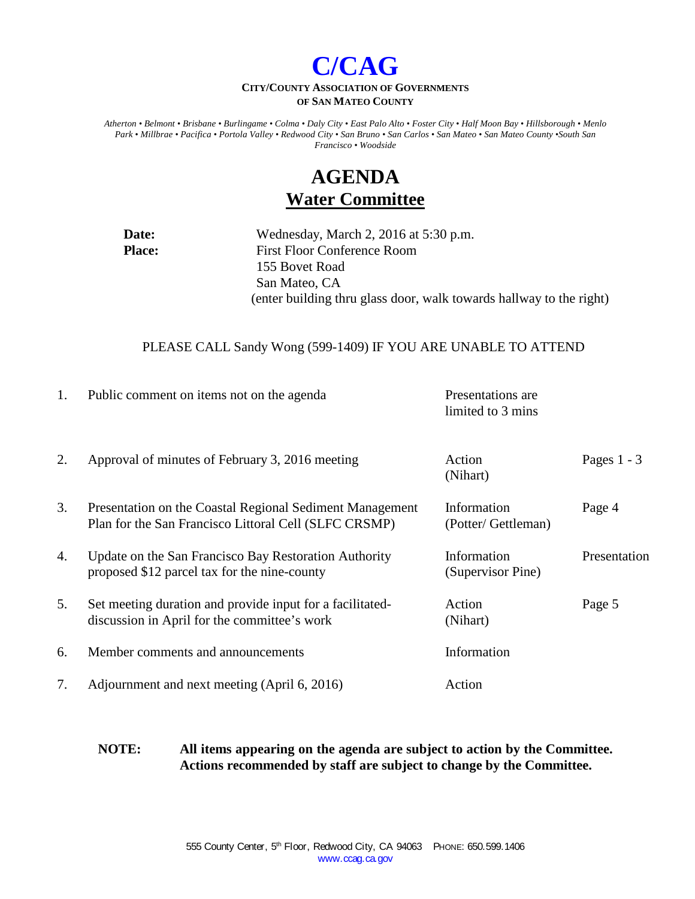# C/CAG

**CITY/COUNTY ASSOCIATION OF GOVERNMENTS**
**OF SAN MATEO COUNTY**

*Atherton • Belmont • Brisbane • Burlingame • Colma • Daly City • East Palo Alto • Foster City • Half Moon Bay • Hillsborough • Menlo Park • Millbrae • Pacifica • Portola Valley • Redwood City • San Bruno • San Carlos • San Mateo • San Mateo County •South San Francisco • Woodside*

# AGENDA

## Water Committee

**Date:** Wednesday, March 2, 2016 at 5:30 p.m.

**Place:** First Floor Conference Room
155 Bovet Road
San Mateo, CA
(enter building thru glass door, walk towards hallway to the right)

PLEASE CALL Sandy Wong (599-1409) IF YOU ARE UNABLE TO ATTEND

| | | | |
|---|---|---|---|
| 1. | Public comment on items not on the agenda | Presentations are limited to 3 mins | |
| 2. | Approval of minutes of February 3, 2016 meeting | Action (Nihart) | Pages 1 - 3 |
| 3. | Presentation on the Coastal Regional Sediment Management Plan for the San Francisco Littoral Cell (SLFC CRSMP) | Information (Potter/ Gettleman) | Page 4 |
| 4. | Update on the San Francisco Bay Restoration Authority proposed $12 parcel tax for the nine-county | Information (Supervisor Pine) | Presentation |
| 5. | Set meeting duration and provide input for a facilitated-discussion in April for the committee's work | Action (Nihart) | Page 5 |
| 6. | Member comments and announcements | Information | |
| 7. | Adjournment and next meeting (April 6, 2016) | Action | |

**NOTE: All items appearing on the agenda are subject to action by the Committee. Actions recommended by staff are subject to change by the Committee.**

555 County Center, 5th Floor, Redwood City, CA 94063 PHONE: 650.599.1406
www.ccag.ca.gov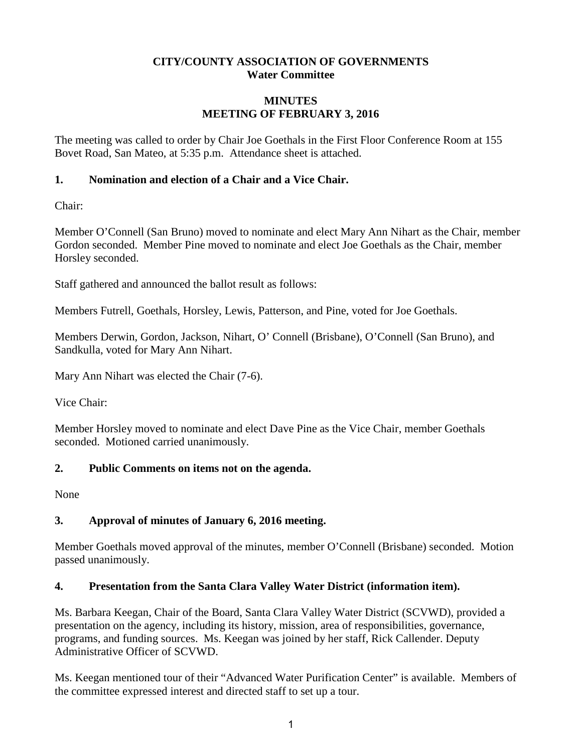**CITY/COUNTY ASSOCIATION OF GOVERNMENTS**
**Water Committee**

**MINUTES**
**MEETING OF FEBRUARY 3, 2016**

The meeting was called to order by Chair Joe Goethals in the First Floor Conference Room at 155 Bovet Road, San Mateo, at 5:35 p.m. Attendance sheet is attached.

## 1. Nomination and election of a Chair and a Vice Chair.

Chair:

Member O'Connell (San Bruno) moved to nominate and elect Mary Ann Nihart as the Chair, member Gordon seconded. Member Pine moved to nominate and elect Joe Goethals as the Chair, member Horsley seconded.

Staff gathered and announced the ballot result as follows:

Members Futrell, Goethals, Horsley, Lewis, Patterson, and Pine, voted for Joe Goethals.

Members Derwin, Gordon, Jackson, Nihart, O' Connell (Brisbane), O'Connell (San Bruno), and Sandkulla, voted for Mary Ann Nihart.

Mary Ann Nihart was elected the Chair (7-6).

Vice Chair:

Member Horsley moved to nominate and elect Dave Pine as the Vice Chair, member Goethals seconded. Motioned carried unanimously.

## 2. Public Comments on items not on the agenda.

None

## 3. Approval of minutes of January 6, 2016 meeting.

Member Goethals moved approval of the minutes, member O'Connell (Brisbane) seconded. Motion passed unanimously.

## 4. Presentation from the Santa Clara Valley Water District (information item).

Ms. Barbara Keegan, Chair of the Board, Santa Clara Valley Water District (SCVWD), provided a presentation on the agency, including its history, mission, area of responsibilities, governance, programs, and funding sources. Ms. Keegan was joined by her staff, Rick Callender. Deputy Administrative Officer of SCVWD.

Ms. Keegan mentioned tour of their "Advanced Water Purification Center" is available. Members of the committee expressed interest and directed staff to set up a tour.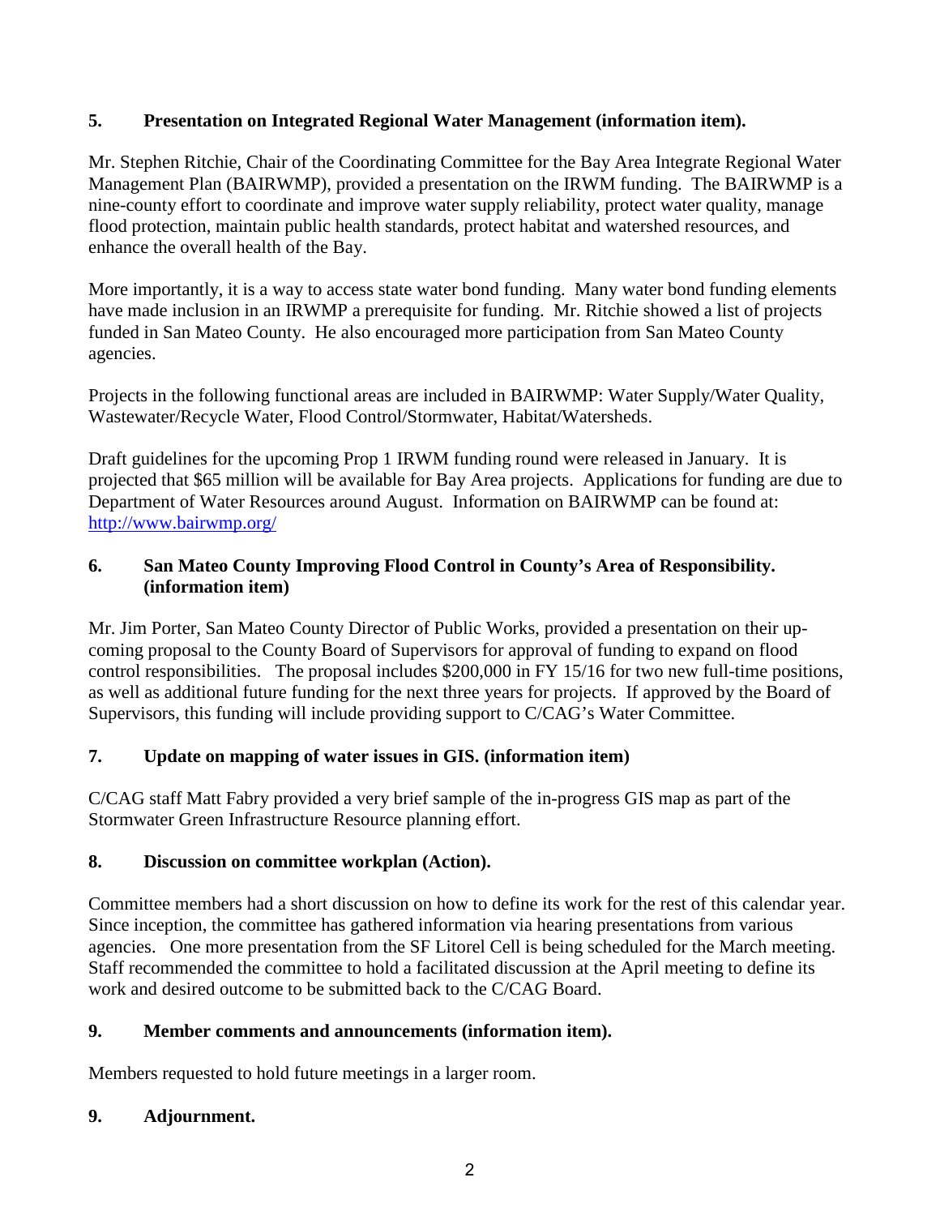**5. Presentation on Integrated Regional Water Management (information item).**

Mr. Stephen Ritchie, Chair of the Coordinating Committee for the Bay Area Integrate Regional Water Management Plan (BAIRWMP), provided a presentation on the IRWM funding. The BAIRWMP is a nine-county effort to coordinate and improve water supply reliability, protect water quality, manage flood protection, maintain public health standards, protect habitat and watershed resources, and enhance the overall health of the Bay.

More importantly, it is a way to access state water bond funding. Many water bond funding elements have made inclusion in an IRWMP a prerequisite for funding. Mr. Ritchie showed a list of projects funded in San Mateo County. He also encouraged more participation from San Mateo County agencies.

Projects in the following functional areas are included in BAIRWMP: Water Supply/Water Quality, Wastewater/Recycle Water, Flood Control/Stormwater, Habitat/Watersheds.

Draft guidelines for the upcoming Prop 1 IRWM funding round were released in January. It is projected that $65 million will be available for Bay Area projects. Applications for funding are due to Department of Water Resources around August. Information on BAIRWMP can be found at: [http://www.bairwmp.org/](http://www.bairwmp.org/)

**6. San Mateo County Improving Flood Control in County's Area of Responsibility. (information item)**

Mr. Jim Porter, San Mateo County Director of Public Works, provided a presentation on their up-coming proposal to the County Board of Supervisors for approval of funding to expand on flood control responsibilities. The proposal includes $200,000 in FY 15/16 for two new full-time positions, as well as additional future funding for the next three years for projects. If approved by the Board of Supervisors, this funding will include providing support to C/CAG's Water Committee.

**7. Update on mapping of water issues in GIS. (information item)**

C/CAG staff Matt Fabry provided a very brief sample of the in-progress GIS map as part of the Stormwater Green Infrastructure Resource planning effort.

**8. Discussion on committee workplan (Action).**

Committee members had a short discussion on how to define its work for the rest of this calendar year. Since inception, the committee has gathered information via hearing presentations from various agencies. One more presentation from the SF Litorel Cell is being scheduled for the March meeting. Staff recommended the committee to hold a facilitated discussion at the April meeting to define its work and desired outcome to be submitted back to the C/CAG Board.

**9. Member comments and announcements (information item).**

Members requested to hold future meetings in a larger room.

**9. Adjournment.**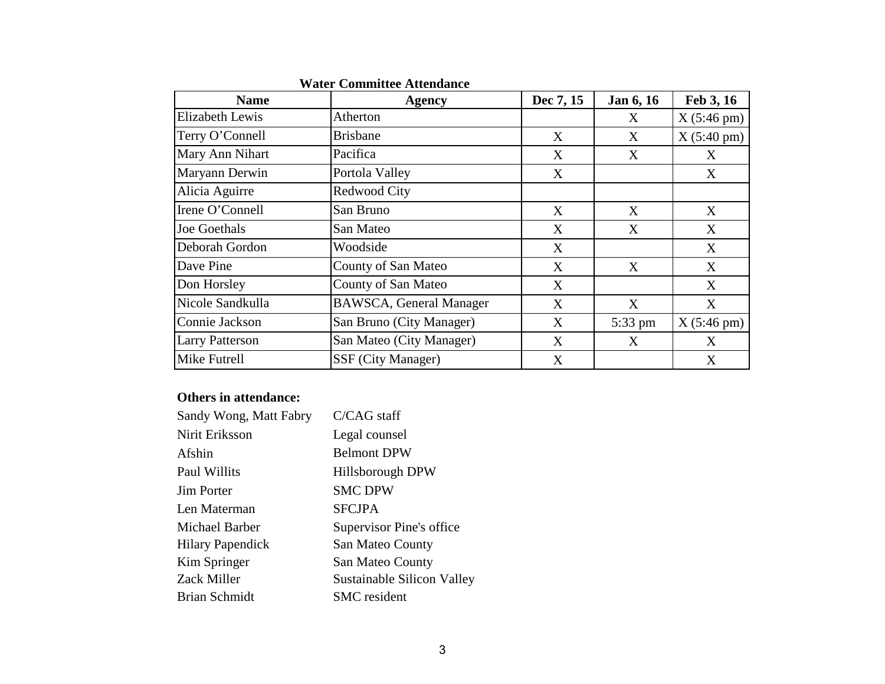**Water Committee Attendance**

| Name | Agency | Dec 7, 15 | Jan 6, 16 | Feb 3, 16 |
|---|---|---|---|---|
| Elizabeth Lewis | Atherton | | X | X (5:46 pm) |
| Terry O'Connell | Brisbane | X | X | X (5:40 pm) |
| Mary Ann Nihart | Pacifica | X | X | X |
| Maryann Derwin | Portola Valley | X | | X |
| Alicia Aguirre | Redwood City | | | |
| Irene O'Connell | San Bruno | X | X | X |
| Joe Goethals | San Mateo | X | X | X |
| Deborah Gordon | Woodside | X | | X |
| Dave Pine | County of San Mateo | X | X | X |
| Don Horsley | County of San Mateo | X | | X |
| Nicole Sandkulla | BAWSCA, General Manager | X | X | X |
| Connie Jackson | San Bruno (City Manager) | X | 5:33 pm | X (5:46 pm) |
| Larry Patterson | San Mateo (City Manager) | X | X | X |
| Mike Futrell | SSF (City Manager) | X | | X |

**Others in attendance:**

| | |
|---|---|
| Sandy Wong, Matt Fabry | C/CAG staff |
| Nirit Eriksson | Legal counsel |
| Afshin | Belmont DPW |
| Paul Willits | Hillsborough DPW |
| Jim Porter | SMC DPW |
| Len Materman | SFCJPA |
| Michael Barber | Supervisor Pine's office |
| Hilary Papendick | San Mateo County |
| Kim Springer | San Mateo County |
| Zack Miller | Sustainable Silicon Valley |
| Brian Schmidt | SMC resident |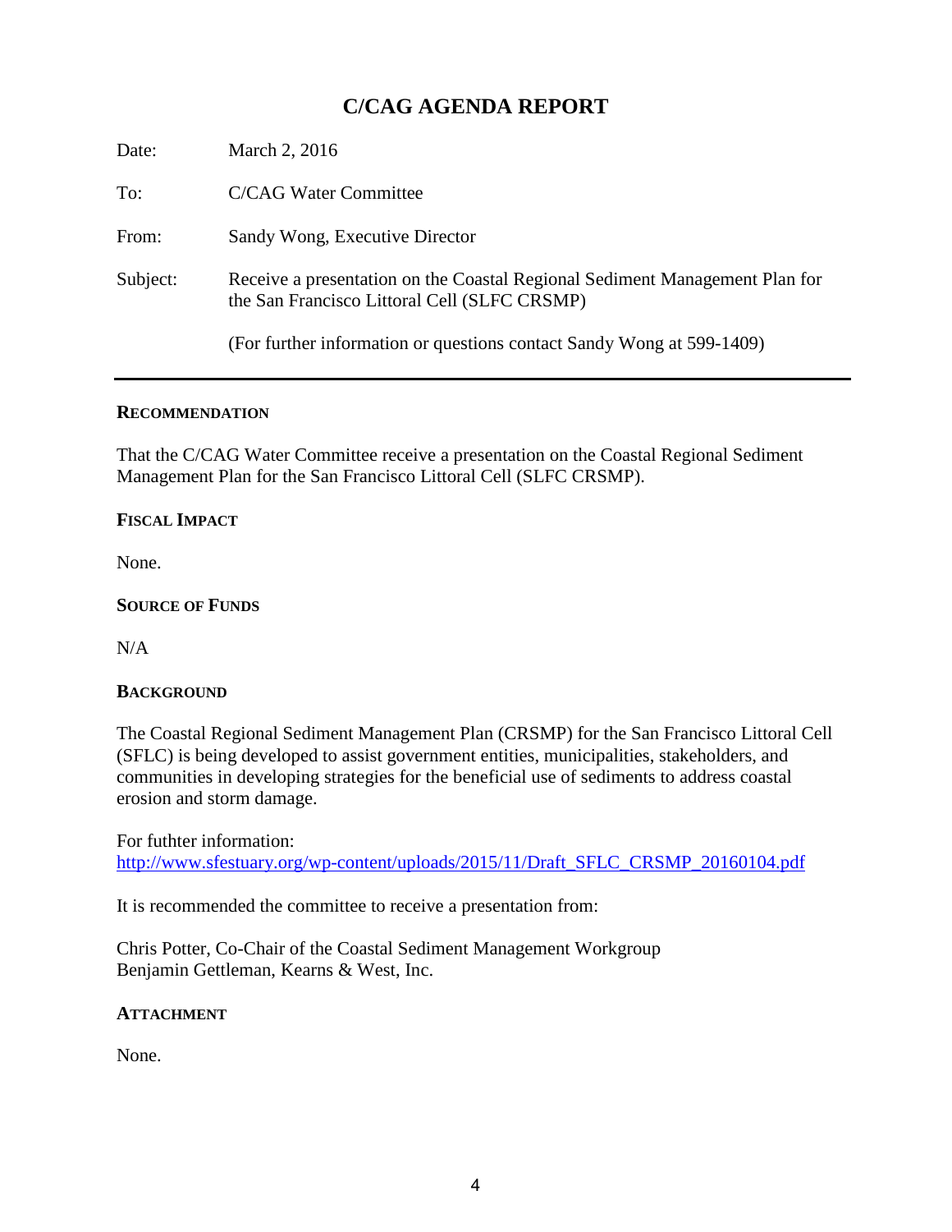# C/CAG AGENDA REPORT

| | |
|---|---|
| Date: | March 2, 2016 |
| To: | C/CAG Water Committee |
| From: | Sandy Wong, Executive Director |
| Subject: | Receive a presentation on the Coastal Regional Sediment Management Plan for the San Francisco Littoral Cell (SLFC CRSMP) |
| | (For further information or questions contact Sandy Wong at 599-1409) |

---

**RECOMMENDATION**

That the C/CAG Water Committee receive a presentation on the Coastal Regional Sediment Management Plan for the San Francisco Littoral Cell (SLFC CRSMP).

**FISCAL IMPACT**

None.

**SOURCE OF FUNDS**

N/A

**BACKGROUND**

The Coastal Regional Sediment Management Plan (CRSMP) for the San Francisco Littoral Cell (SFLC) is being developed to assist government entities, municipalities, stakeholders, and communities in developing strategies for the beneficial use of sediments to address coastal erosion and storm damage.

For futhter information:
http://www.sfestuary.org/wp-content/uploads/2015/11/Draft_SFLC_CRSMP_20160104.pdf

It is recommended the committee to receive a presentation from:

Chris Potter, Co-Chair of the Coastal Sediment Management Workgroup
Benjamin Gettleman, Kearns & West, Inc.

**ATTACHMENT**

None.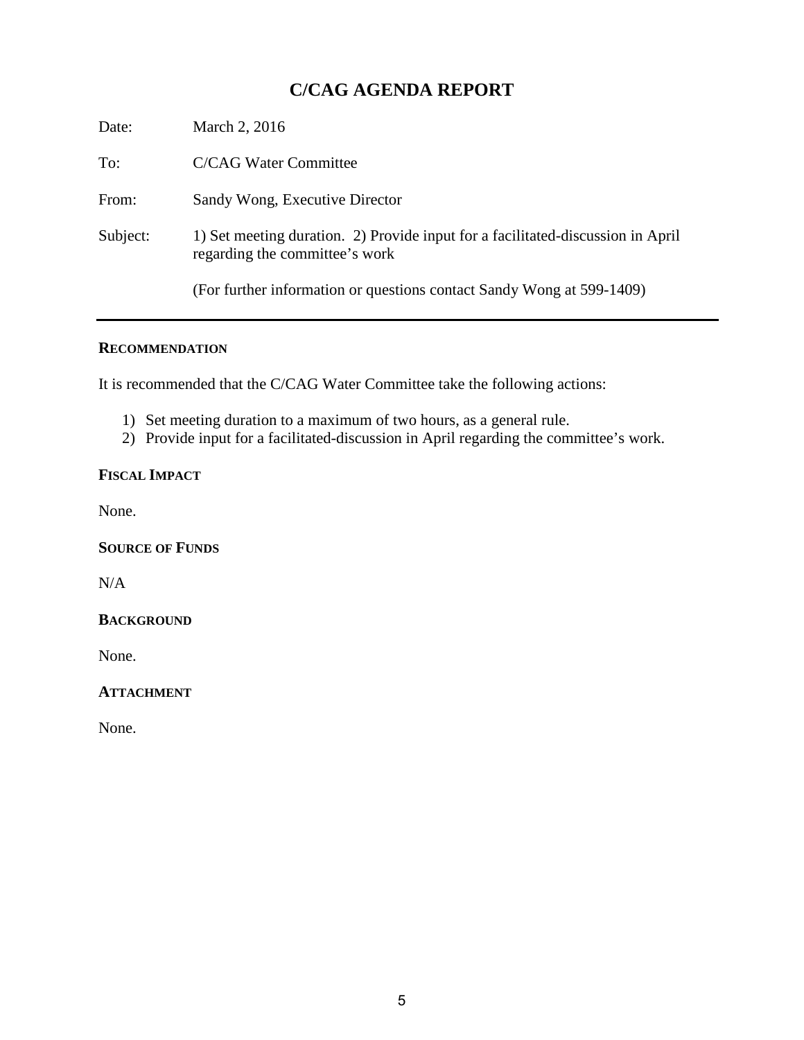# C/CAG AGENDA REPORT

Date: March 2, 2016

To: C/CAG Water Committee

From: Sandy Wong, Executive Director

Subject: 1) Set meeting duration. 2) Provide input for a facilitated-discussion in April regarding the committee's work

(For further information or questions contact Sandy Wong at 599-1409)

---

**RECOMMENDATION**

It is recommended that the C/CAG Water Committee take the following actions:

1) Set meeting duration to a maximum of two hours, as a general rule.
2) Provide input for a facilitated-discussion in April regarding the committee's work.

**FISCAL IMPACT**

None.

**SOURCE OF FUNDS**

N/A

**BACKGROUND**

None.

**ATTACHMENT**

None.